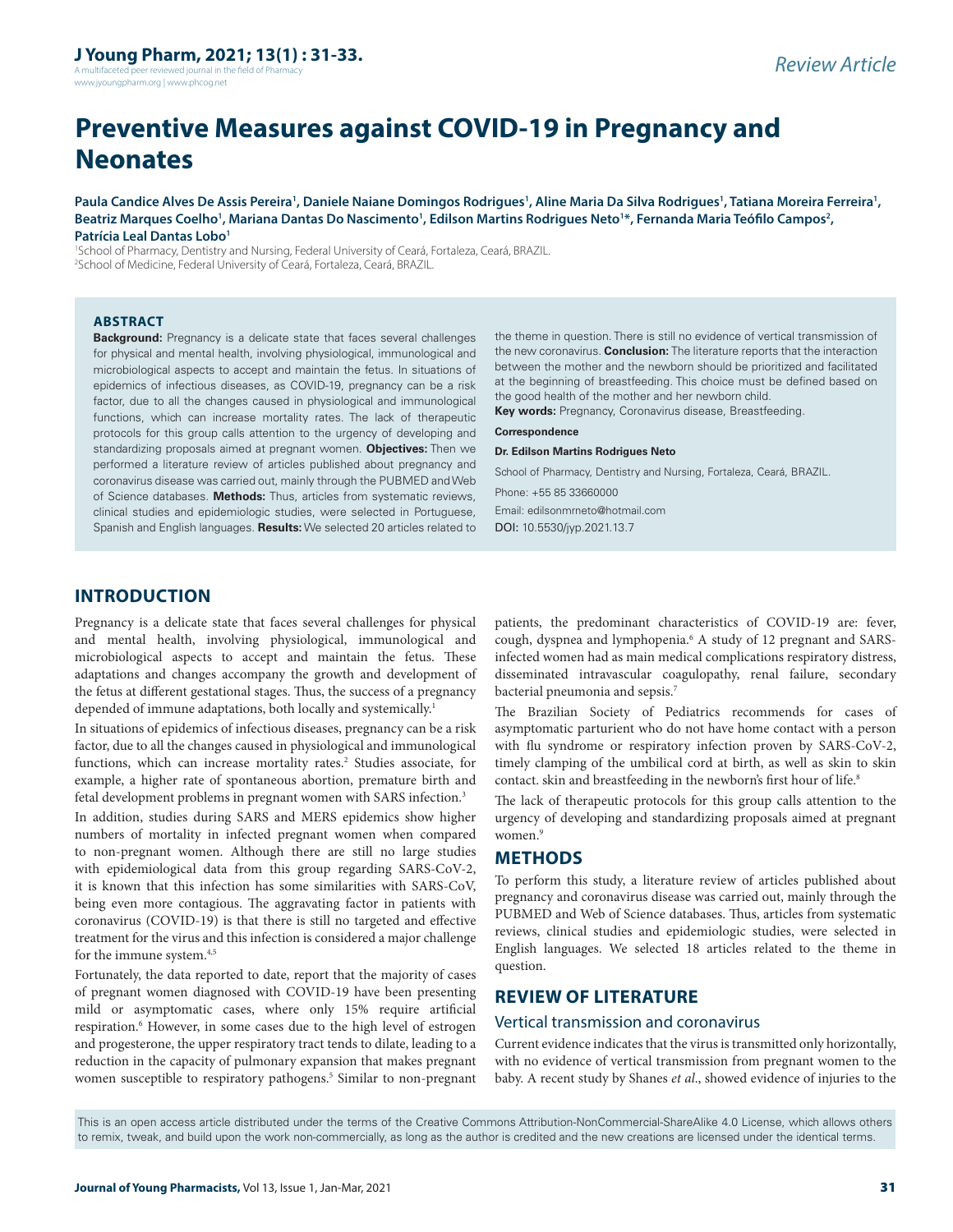# Preventive Measures against COVID-19 in Pregnancy and Neonates

**Paula Candice Alves De Assis Pereira[1], Daniele Naiane Domingos Rodrigues[1], Aline Maria Da Silva Rodrigues[1], Tatiana Moreira Ferreira[1], Beatriz Marques Coelho[1], Mariana Dantas Do Nascimento[1], Edilson Martins Rodrigues Neto[1*], Fernanda Maria Teófilo Campos[2], Patrícia Leal Dantas Lobo[1]**

[1]School of Pharmacy, Dentistry and Nursing, Federal University of Ceará, Fortaleza, Ceará, BRAZIL.
[2]School of Medicine, Federal University of Ceará, Fortaleza, Ceará, BRAZIL.

## ABSTRACT

**Background:** Pregnancy is a delicate state that faces several challenges for physical and mental health, involving physiological, immunological and microbiological aspects to accept and maintain the fetus. In situations of epidemics of infectious diseases, as COVID-19, pregnancy can be a risk factor, due to all the changes caused in physiological and immunological functions, which can increase mortality rates. The lack of therapeutic protocols for this group calls attention to the urgency of developing and standardizing proposals aimed at pregnant women. **Objectives:** Then we performed a literature review of articles published about pregnancy and coronavirus disease was carried out, mainly through the PUBMED and Web of Science databases. **Methods:** Thus, articles from systematic reviews, clinical studies and epidemiologic studies, were selected in Portuguese, Spanish and English languages. **Results:** We selected 20 articles related to the theme in question. There is still no evidence of vertical transmission of the new coronavirus. **Conclusion:** The literature reports that the interaction between the mother and the newborn should be prioritized and facilitated at the beginning of breastfeeding. This choice must be defined based on the good health of the mother and her newborn child.

**Key words:** Pregnancy, Coronavirus disease, Breastfeeding.

**Correspondence**

**Dr. Edilson Martins Rodrigues Neto**

School of Pharmacy, Dentistry and Nursing, Fortaleza, Ceará, BRAZIL.

Phone: +55 85 33660000

Email: edilsonmrneto@hotmail.com

DOI: 10.5530/jyp.2021.13.7

## INTRODUCTION

Pregnancy is a delicate state that faces several challenges for physical and mental health, involving physiological, immunological and microbiological aspects to accept and maintain the fetus. These adaptations and changes accompany the growth and development of the fetus at different gestational stages. Thus, the success of a pregnancy depended of immune adaptations, both locally and systemically.[1]

In situations of epidemics of infectious diseases, pregnancy can be a risk factor, due to all the changes caused in physiological and immunological functions, which can increase mortality rates.[2] Studies associate, for example, a higher rate of spontaneous abortion, premature birth and fetal development problems in pregnant women with SARS infection.[3]

In addition, studies during SARS and MERS epidemics show higher numbers of mortality in infected pregnant women when compared to non-pregnant women. Although there are still no large studies with epidemiological data from this group regarding SARS-CoV-2, it is known that this infection has some similarities with SARS-CoV, being even more contagious. The aggravating factor in patients with coronavirus (COVID-19) is that there is still no targeted and effective treatment for the virus and this infection is considered a major challenge for the immune system.[4,5]

Fortunately, the data reported to date, report that the majority of cases of pregnant women diagnosed with COVID-19 have been presenting mild or asymptomatic cases, where only 15% require artificial respiration.[6] However, in some cases due to the high level of estrogen and progesterone, the upper respiratory tract tends to dilate, leading to a reduction in the capacity of pulmonary expansion that makes pregnant women susceptible to respiratory pathogens.[5] Similar to non-pregnant patients, the predominant characteristics of COVID-19 are: fever, cough, dyspnea and lymphopenia.[6] A study of 12 pregnant and SARS-infected women had as main medical complications respiratory distress, disseminated intravascular coagulopathy, renal failure, secondary bacterial pneumonia and sepsis.[7]

The Brazilian Society of Pediatrics recommends for cases of asymptomatic parturient who do not have home contact with a person with flu syndrome or respiratory infection proven by SARS-CoV-2, timely clamping of the umbilical cord at birth, as well as skin to skin contact. skin and breastfeeding in the newborn's first hour of life.[8]

The lack of therapeutic protocols for this group calls attention to the urgency of developing and standardizing proposals aimed at pregnant women.[9]

## METHODS

To perform this study, a literature review of articles published about pregnancy and coronavirus disease was carried out, mainly through the PUBMED and Web of Science databases. Thus, articles from systematic reviews, clinical studies and epidemiologic studies, were selected in English languages. We selected 18 articles related to the theme in question.

## REVIEW OF LITERATURE

### Vertical transmission and coronavirus

Current evidence indicates that the virus is transmitted only horizontally, with no evidence of vertical transmission from pregnant women to the baby. A recent study by Shanes *et al*., showed evidence of injuries to the

This is an open access article distributed under the terms of the Creative Commons Attribution-NonCommercial-ShareAlike 4.0 License, which allows others to remix, tweak, and build upon the work non-commercially, as long as the author is credited and the new creations are licensed under the identical terms.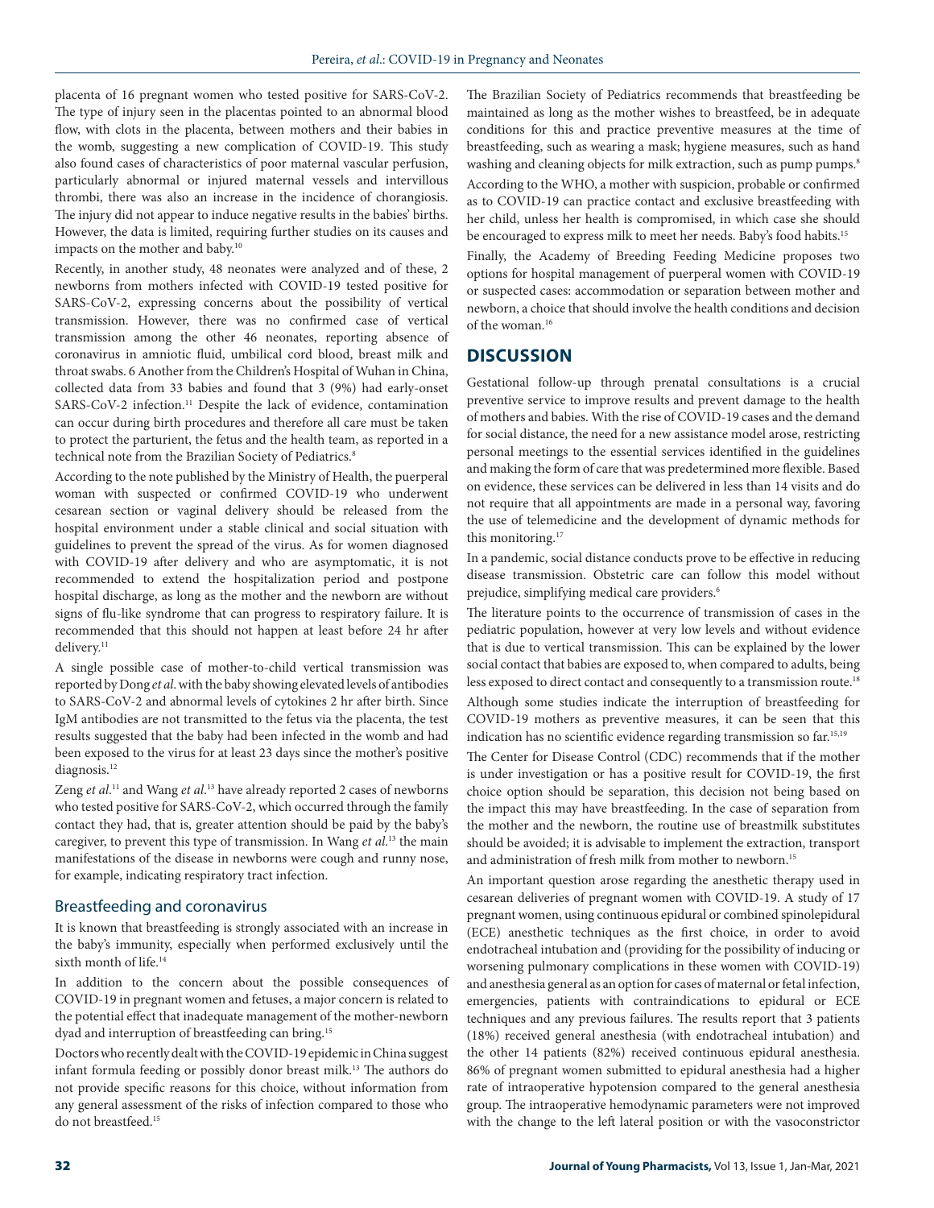placenta of 16 pregnant women who tested positive for SARS-CoV-2. The type of injury seen in the placentas pointed to an abnormal blood flow, with clots in the placenta, between mothers and their babies in the womb, suggesting a new complication of COVID-19. This study also found cases of characteristics of poor maternal vascular perfusion, particularly abnormal or injured maternal vessels and intervillous thrombi, there was also an increase in the incidence of chorangiosis. The injury did not appear to induce negative results in the babies' births. However, the data is limited, requiring further studies on its causes and impacts on the mother and baby.[10]

Recently, in another study, 48 neonates were analyzed and of these, 2 newborns from mothers infected with COVID-19 tested positive for SARS-CoV-2, expressing concerns about the possibility of vertical transmission. However, there was no confirmed case of vertical transmission among the other 46 neonates, reporting absence of coronavirus in amniotic fluid, umbilical cord blood, breast milk and throat swabs. 6 Another from the Children's Hospital of Wuhan in China, collected data from 33 babies and found that 3 (9%) had early-onset SARS-CoV-2 infection.[11] Despite the lack of evidence, contamination can occur during birth procedures and therefore all care must be taken to protect the parturient, the fetus and the health team, as reported in a technical note from the Brazilian Society of Pediatrics.[8]

According to the note published by the Ministry of Health, the puerperal woman with suspected or confirmed COVID-19 who underwent cesarean section or vaginal delivery should be released from the hospital environment under a stable clinical and social situation with guidelines to prevent the spread of the virus. As for women diagnosed with COVID-19 after delivery and who are asymptomatic, it is not recommended to extend the hospitalization period and postpone hospital discharge, as long as the mother and the newborn are without signs of flu-like syndrome that can progress to respiratory failure. It is recommended that this should not happen at least before 24 hr after delivery.[11]

A single possible case of mother-to-child vertical transmission was reported by Dong *et al.* with the baby showing elevated levels of antibodies to SARS-CoV-2 and abnormal levels of cytokines 2 hr after birth. Since IgM antibodies are not transmitted to the fetus via the placenta, the test results suggested that the baby had been infected in the womb and had been exposed to the virus for at least 23 days since the mother's positive diagnosis.[12]

Zeng *et al.*[11] and Wang *et al.*[13] have already reported 2 cases of newborns who tested positive for SARS-CoV-2, which occurred through the family contact they had, that is, greater attention should be paid by the baby's caregiver, to prevent this type of transmission. In Wang *et al.*[13] the main manifestations of the disease in newborns were cough and runny nose, for example, indicating respiratory tract infection.

### Breastfeeding and coronavirus

It is known that breastfeeding is strongly associated with an increase in the baby's immunity, especially when performed exclusively until the sixth month of life.[14]

In addition to the concern about the possible consequences of COVID-19 in pregnant women and fetuses, a major concern is related to the potential effect that inadequate management of the mother-newborn dyad and interruption of breastfeeding can bring.[15]

Doctors who recently dealt with the COVID-19 epidemic in China suggest infant formula feeding or possibly donor breast milk.[13] The authors do not provide specific reasons for this choice, without information from any general assessment of the risks of infection compared to those who do not breastfeed.[15]

The Brazilian Society of Pediatrics recommends that breastfeeding be maintained as long as the mother wishes to breastfeed, be in adequate conditions for this and practice preventive measures at the time of breastfeeding, such as wearing a mask; hygiene measures, such as hand washing and cleaning objects for milk extraction, such as pump pumps.[8]

According to the WHO, a mother with suspicion, probable or confirmed as to COVID-19 can practice contact and exclusive breastfeeding with her child, unless her health is compromised, in which case she should be encouraged to express milk to meet her needs. Baby's food habits.[15]

Finally, the Academy of Breeding Feeding Medicine proposes two options for hospital management of puerperal women with COVID-19 or suspected cases: accommodation or separation between mother and newborn, a choice that should involve the health conditions and decision of the woman.[16]

## DISCUSSION

Gestational follow-up through prenatal consultations is a crucial preventive service to improve results and prevent damage to the health of mothers and babies. With the rise of COVID-19 cases and the demand for social distance, the need for a new assistance model arose, restricting personal meetings to the essential services identified in the guidelines and making the form of care that was predetermined more flexible. Based on evidence, these services can be delivered in less than 14 visits and do not require that all appointments are made in a personal way, favoring the use of telemedicine and the development of dynamic methods for this monitoring.[17]

In a pandemic, social distance conducts prove to be effective in reducing disease transmission. Obstetric care can follow this model without prejudice, simplifying medical care providers.[6]

The literature points to the occurrence of transmission of cases in the pediatric population, however at very low levels and without evidence that is due to vertical transmission. This can be explained by the lower social contact that babies are exposed to, when compared to adults, being less exposed to direct contact and consequently to a transmission route.[18]

Although some studies indicate the interruption of breastfeeding for COVID-19 mothers as preventive measures, it can be seen that this indication has no scientific evidence regarding transmission so far.[15,19]

The Center for Disease Control (CDC) recommends that if the mother is under investigation or has a positive result for COVID-19, the first choice option should be separation, this decision not being based on the impact this may have breastfeeding. In the case of separation from the mother and the newborn, the routine use of breastmilk substitutes should be avoided; it is advisable to implement the extraction, transport and administration of fresh milk from mother to newborn.[15]

An important question arose regarding the anesthetic therapy used in cesarean deliveries of pregnant women with COVID-19. A study of 17 pregnant women, using continuous epidural or combined spinolepidural (ECE) anesthetic techniques as the first choice, in order to avoid endotracheal intubation and (providing for the possibility of inducing or worsening pulmonary complications in these women with COVID-19) and anesthesia general as an option for cases of maternal or fetal infection, emergencies, patients with contraindications to epidural or ECE techniques and any previous failures. The results report that 3 patients (18%) received general anesthesia (with endotracheal intubation) and the other 14 patients (82%) received continuous epidural anesthesia. 86% of pregnant women submitted to epidural anesthesia had a higher rate of intraoperative hypotension compared to the general anesthesia group. The intraoperative hemodynamic parameters were not improved with the change to the left lateral position or with the vasoconstrictor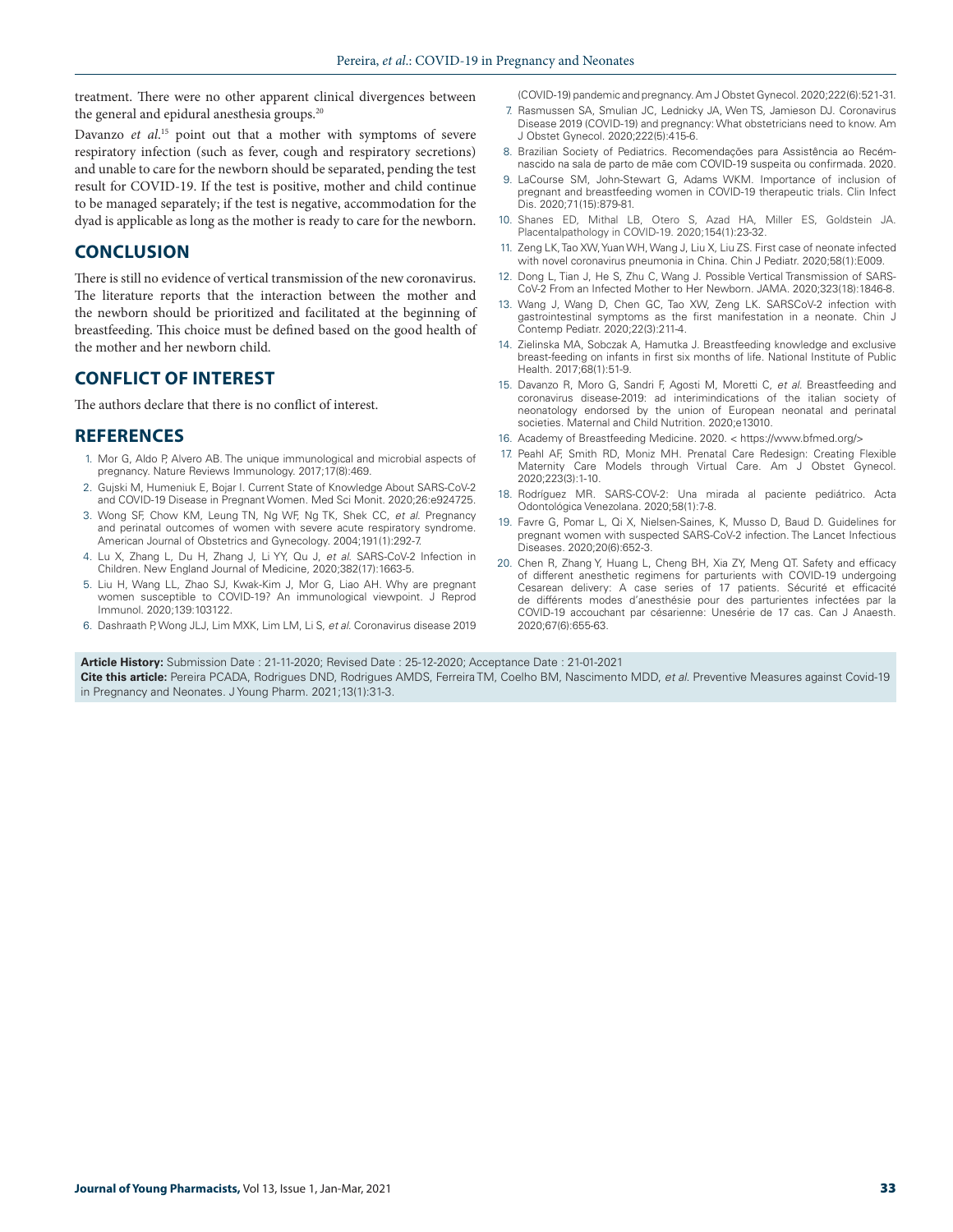treatment. There were no other apparent clinical divergences between the general and epidural anesthesia groups.[20]

Davanzo *et al.*[15] point out that a mother with symptoms of severe respiratory infection (such as fever, cough and respiratory secretions) and unable to care for the newborn should be separated, pending the test result for COVID-19. If the test is positive, mother and child continue to be managed separately; if the test is negative, accommodation for the dyad is applicable as long as the mother is ready to care for the newborn.

## CONCLUSION

There is still no evidence of vertical transmission of the new coronavirus. The literature reports that the interaction between the mother and the newborn should be prioritized and facilitated at the beginning of breastfeeding. This choice must be defined based on the good health of the mother and her newborn child.

## CONFLICT OF INTEREST

The authors declare that there is no conflict of interest.

## REFERENCES

1. Mor G, Aldo P, Alvero AB. The unique immunological and microbial aspects of pregnancy. Nature Reviews Immunology. 2017;17(8):469.
2. Gujski M, Humeniuk E, Bojar I. Current State of Knowledge About SARS-CoV-2 and COVID-19 Disease in Pregnant Women. Med Sci Monit. 2020;26:e924725.
3. Wong SF, Chow KM, Leung TN, Ng WF, Ng TK, Shek CC, *et al.* Pregnancy and perinatal outcomes of women with severe acute respiratory syndrome. American Journal of Obstetrics and Gynecology. 2004;191(1):292-7.
4. Lu X, Zhang L, Du H, Zhang J, Li YY, Qu J, *et al.* SARS-CoV-2 Infection in Children. New England Journal of Medicine, 2020;382(17):1663-5.
5. Liu H, Wang LL, Zhao SJ, Kwak-Kim J, Mor G, Liao AH. Why are pregnant women susceptible to COVID-19? An immunological viewpoint. J Reprod Immunol. 2020;139:103122.
6. Dashraath P, Wong JLJ, Lim MXK, Lim LM, Li S, *et al.* Coronavirus disease 2019 (COVID-19) pandemic and pregnancy. Am J Obstet Gynecol. 2020;222(6):521-31.
7. Rasmussen SA, Smulian JC, Lednicky JA, Wen TS, Jamieson DJ. Coronavirus Disease 2019 (COVID-19) and pregnancy: What obstetricians need to know. Am J Obstet Gynecol. 2020;222(5):415-6.
8. Brazilian Society of Pediatrics. Recomendações para Assistência ao Recém-nascido na sala de parto de mãe com COVID-19 suspeita ou confirmada. 2020.
9. LaCourse SM, John-Stewart G, Adams WKM. Importance of inclusion of pregnant and breastfeeding women in COVID-19 therapeutic trials. Clin Infect Dis. 2020;71(15):879-81.
10. Shanes ED, Mithal LB, Otero S, Azad HA, Miller ES, Goldstein JA. Placentalpathology in COVID-19. 2020;154(1):23-32.
11. Zeng LK, Tao XW, Yuan WH, Wang J, Liu X, Liu ZS. First case of neonate infected with novel coronavirus pneumonia in China. Chin J Pediatr. 2020;58(1):E009.
12. Dong L, Tian J, He S, Zhu C, Wang J. Possible Vertical Transmission of SARS-CoV-2 From an Infected Mother to Her Newborn. JAMA. 2020;323(18):1846-8.
13. Wang J, Wang D, Chen GC, Tao XW, Zeng LK. SARSCoV-2 infection with gastrointestinal symptoms as the first manifestation in a neonate. Chin J Contemp Pediatr. 2020;22(3):211-4.
14. Zielinska MA, Sobczak A, Hamutka J. Breastfeeding knowledge and exclusive breast-feeding on infants in first six months of life. National Institute of Public Health. 2017;68(1):51-9.
15. Davanzo R, Moro G, Sandri F, Agosti M, Moretti C, *et al.* Breastfeeding and coronavirus disease-2019: ad interimindications of the italian society of neonatology endorsed by the union of European neonatal and perinatal societies. Maternal and Child Nutrition. 2020;e13010.
16. Academy of Breastfeeding Medicine. 2020. < https://www.bfmed.org/>
17. Peahl AF, Smith RD, Moniz MH. Prenatal Care Redesign: Creating Flexible Maternity Care Models through Virtual Care. Am J Obstet Gynecol. 2020;223(3):1-10.
18. Rodríguez MR. SARS-COV-2: Una mirada al paciente pediátrico. Acta Odontológica Venezolana. 2020;58(1):7-8.
19. Favre G, Pomar L, Qi X, Nielsen-Saines, K, Musso D, Baud D. Guidelines for pregnant women with suspected SARS-CoV-2 infection. The Lancet Infectious Diseases. 2020;20(6):652-3.
20. Chen R, Zhang Y, Huang L, Cheng BH, Xia ZY, Meng QT. Safety and efficacy of different anesthetic regimens for parturients with COVID-19 undergoing Cesarean delivery: A case series of 17 patients. Sécurité et efficacité de différents modes d'anesthésie pour des parturientes infectées par la COVID-19 accouchant par césarienne: Unesérie de 17 cas. Can J Anaesth. 2020;67(6):655-63.

**Article History:** Submission Date : 21-11-2020; Revised Date : 25-12-2020; Acceptance Date : 21-01-2021

**Cite this article:** Pereira PCADA, Rodrigues DND, Rodrigues AMDS, Ferreira TM, Coelho BM, Nascimento MDD, *et al.* Preventive Measures against Covid-19 in Pregnancy and Neonates. J Young Pharm. 2021;13(1):31-3.